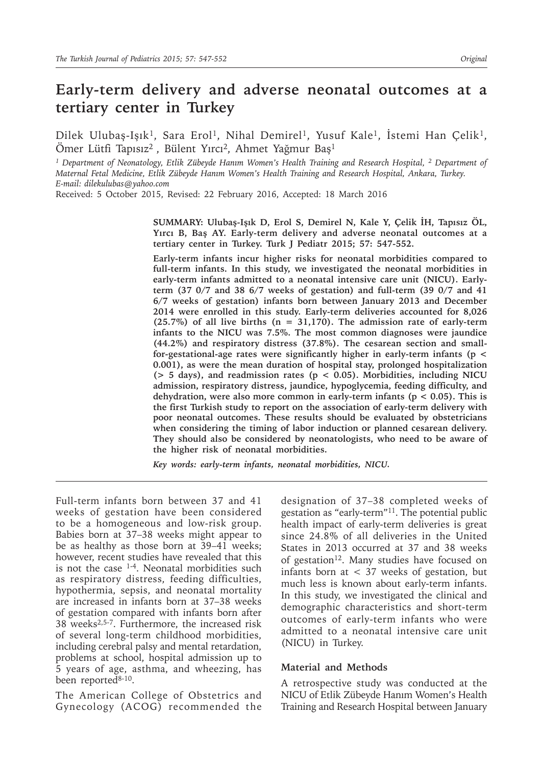# Early-term delivery and adverse neonatal outcomes at a tertiary center in Turkey

Dilek Ulubaş-Işık[1], Sara Erol[1], Nihal Demirel[1], Yusuf Kale[1], İstemi Han Çelik[1], Ömer Lütfi Tapısız[2], Bülent Yırcı[2], Ahmet Yağmur Baş[1]

*[1] Department of Neonatology, Etlik Zübeyde Hanım Women's Health Training and Research Hospital, [2] Department of Maternal Fetal Medicine, Etlik Zübeyde Hanım Women's Health Training and Research Hospital, Ankara, Turkey. E-mail: dilekulubas@yahoo.com*

Received: 5 October 2015, Revised: 22 February 2016, Accepted: 18 March 2016

**SUMMARY: Ulubaş-Işık D, Erol S, Demirel N, Kale Y, Çelik İH, Tapısız ÖL, Yırcı B, Baş AY. Early-term delivery and adverse neonatal outcomes at a tertiary center in Turkey. Turk J Pediatr 2015; 57: 547-552.**

**Early-term infants incur higher risks for neonatal morbidities compared to full-term infants. In this study, we investigated the neonatal morbidities in early-term infants admitted to a neonatal intensive care unit (NICU). Early-term (37 0/7 and 38 6/7 weeks of gestation) and full-term (39 0/7 and 41 6/7 weeks of gestation) infants born between January 2013 and December 2014 were enrolled in this study. Early-term deliveries accounted for 8,026 (25.7%) of all live births (n = 31,170). The admission rate of early-term infants to the NICU was 7.5%. The most common diagnoses were jaundice (44.2%) and respiratory distress (37.8%). The cesarean section and small-for-gestational-age rates were significantly higher in early-term infants ($p < 0.001$), as were the mean duration of hospital stay, prolonged hospitalization (> 5 days), and readmission rates ($p < 0.05$). Morbidities, including NICU admission, respiratory distress, jaundice, hypoglycemia, feeding difficulty, and dehydration, were also more common in early-term infants ($p < 0.05$). This is the first Turkish study to report on the association of early-term delivery with poor neonatal outcomes. These results should be evaluated by obstetricians when considering the timing of labor induction or planned cesarean delivery. They should also be considered by neonatologists, who need to be aware of the higher risk of neonatal morbidities.**

*Key words: early-term infants, neonatal morbidities, NICU.*

---

Full-term infants born between 37 and 41 weeks of gestation have been considered to be a homogeneous and low-risk group. Babies born at 37–38 weeks might appear to be as healthy as those born at 39–41 weeks; however, recent studies have revealed that this is not the case [1-4]. Neonatal morbidities such as respiratory distress, feeding difficulties, hypothermia, sepsis, and neonatal mortality are increased in infants born at 37–38 weeks of gestation compared with infants born after 38 weeks[2,5-7]. Furthermore, the increased risk of several long-term childhood morbidities, including cerebral palsy and mental retardation, problems at school, hospital admission up to 5 years of age, asthma, and wheezing, has been reported[8-10].

The American College of Obstetrics and Gynecology (ACOG) recommended the designation of 37–38 completed weeks of gestation as "early-term"[11]. The potential public health impact of early-term deliveries is great since 24.8% of all deliveries in the United States in 2013 occurred at 37 and 38 weeks of gestation[12]. Many studies have focused on infants born at < 37 weeks of gestation, but much less is known about early-term infants. In this study, we investigated the clinical and demographic characteristics and short-term outcomes of early-term infants who were admitted to a neonatal intensive care unit (NICU) in Turkey.

## Material and Methods

A retrospective study was conducted at the NICU of Etlik Zübeyde Hanım Women's Health Training and Research Hospital between January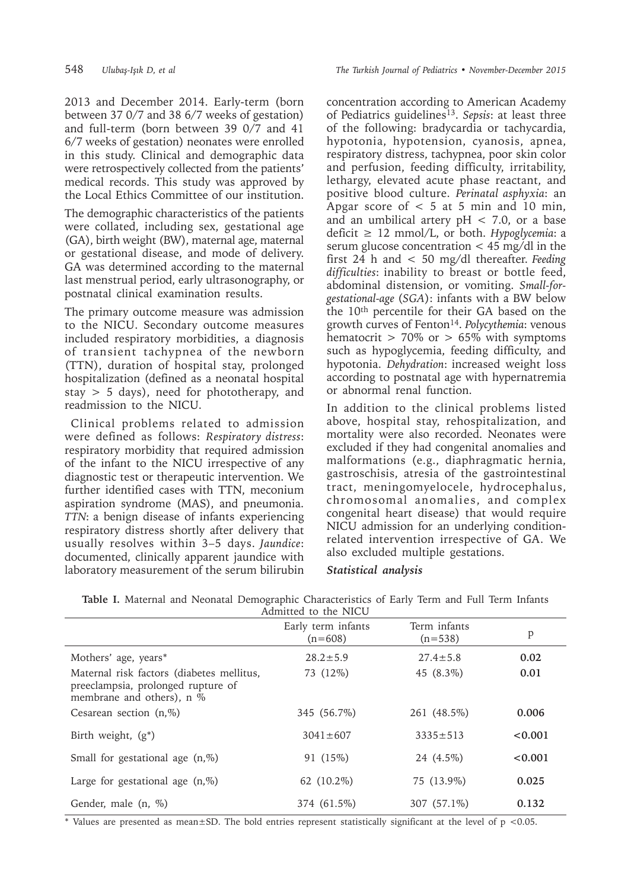2013 and December 2014. Early-term (born between 37 0/7 and 38 6/7 weeks of gestation) and full-term (born between 39 0/7 and 41 6/7 weeks of gestation) neonates were enrolled in this study. Clinical and demographic data were retrospectively collected from the patients' medical records. This study was approved by the Local Ethics Committee of our institution.

The demographic characteristics of the patients were collated, including sex, gestational age (GA), birth weight (BW), maternal age, maternal or gestational disease, and mode of delivery. GA was determined according to the maternal last menstrual period, early ultrasonography, or postnatal clinical examination results.

The primary outcome measure was admission to the NICU. Secondary outcome measures included respiratory morbidities, a diagnosis of transient tachypnea of the newborn (TTN), duration of hospital stay, prolonged hospitalization (defined as a neonatal hospital stay > 5 days), need for phototherapy, and readmission to the NICU.

Clinical problems related to admission were defined as follows: *Respiratory distress*: respiratory morbidity that required admission of the infant to the NICU irrespective of any diagnostic test or therapeutic intervention. We further identified cases with TTN, meconium aspiration syndrome (MAS), and pneumonia. *TTN*: a benign disease of infants experiencing respiratory distress shortly after delivery that usually resolves within 3–5 days. *Jaundice*: documented, clinically apparent jaundice with laboratory measurement of the serum bilirubin concentration according to American Academy of Pediatrics guidelines[13]. *Sepsis*: at least three of the following: bradycardia or tachycardia, hypotonia, hypotension, cyanosis, apnea, respiratory distress, tachypnea, poor skin color and perfusion, feeding difficulty, irritability, lethargy, elevated acute phase reactant, and positive blood culture. *Perinatal asphyxia*: an Apgar score of < 5 at 5 min and 10 min, and an umbilical artery pH < 7.0, or a base deficit ≥ 12 mmol/L, or both. *Hypoglycemia*: a serum glucose concentration < 45 mg/dl in the first 24 h and < 50 mg/dl thereafter. *Feeding difficulties*: inability to breast or bottle feed, abdominal distension, or vomiting. *Small-for-gestational-age* (*SGA*): infants with a BW below the 10[th] percentile for their GA based on the growth curves of Fenton[14]. *Polycythemia*: venous hematocrit > 70% or > 65% with symptoms such as hypoglycemia, feeding difficulty, and hypotonia. *Dehydration*: increased weight loss according to postnatal age with hypernatremia or abnormal renal function.

In addition to the clinical problems listed above, hospital stay, rehospitalization, and mortality were also recorded. Neonates were excluded if they had congenital anomalies and malformations (e.g., diaphragmatic hernia, gastroschisis, atresia of the gastrointestinal tract, meningomyelocele, hydrocephalus, chromosomal anomalies, and complex congenital heart disease) that would require NICU admission for an underlying condition-related intervention irrespective of GA. We also excluded multiple gestations.

***Statistical analysis***

**Table I.** Maternal and Neonatal Demographic Characteristics of Early Term and Full Term Infants Admitted to the NICU

| | Early term infants (n=608) | Term infants (n=538) | p |
|---|---|---|---|
| Mothers' age, years* | 28.2±5.9 | 27.4±5.8 | **0.02** |
| Maternal risk factors (diabetes mellitus, preeclampsia, prolonged rupture of membrane and others), n % | 73 (12%) | 45 (8.3%) | **0.01** |
| Cesarean section (n,%) | 345 (56.7%) | 261 (48.5%) | **0.006** |
| Birth weight, (g*) | 3041±607 | 3335±513 | **<0.001** |
| Small for gestational age (n,%) | 91 (15%) | 24 (4.5%) | **<0.001** |
| Large for gestational age (n,%) | 62 (10.2%) | 75 (13.9%) | **0.025** |
| Gender, male (n, %) | 374 (61.5%) | 307 (57.1%) | **0.132** |

\* Values are presented as mean±SD. The bold entries represent statistically significant at the level of $p < 0.05$.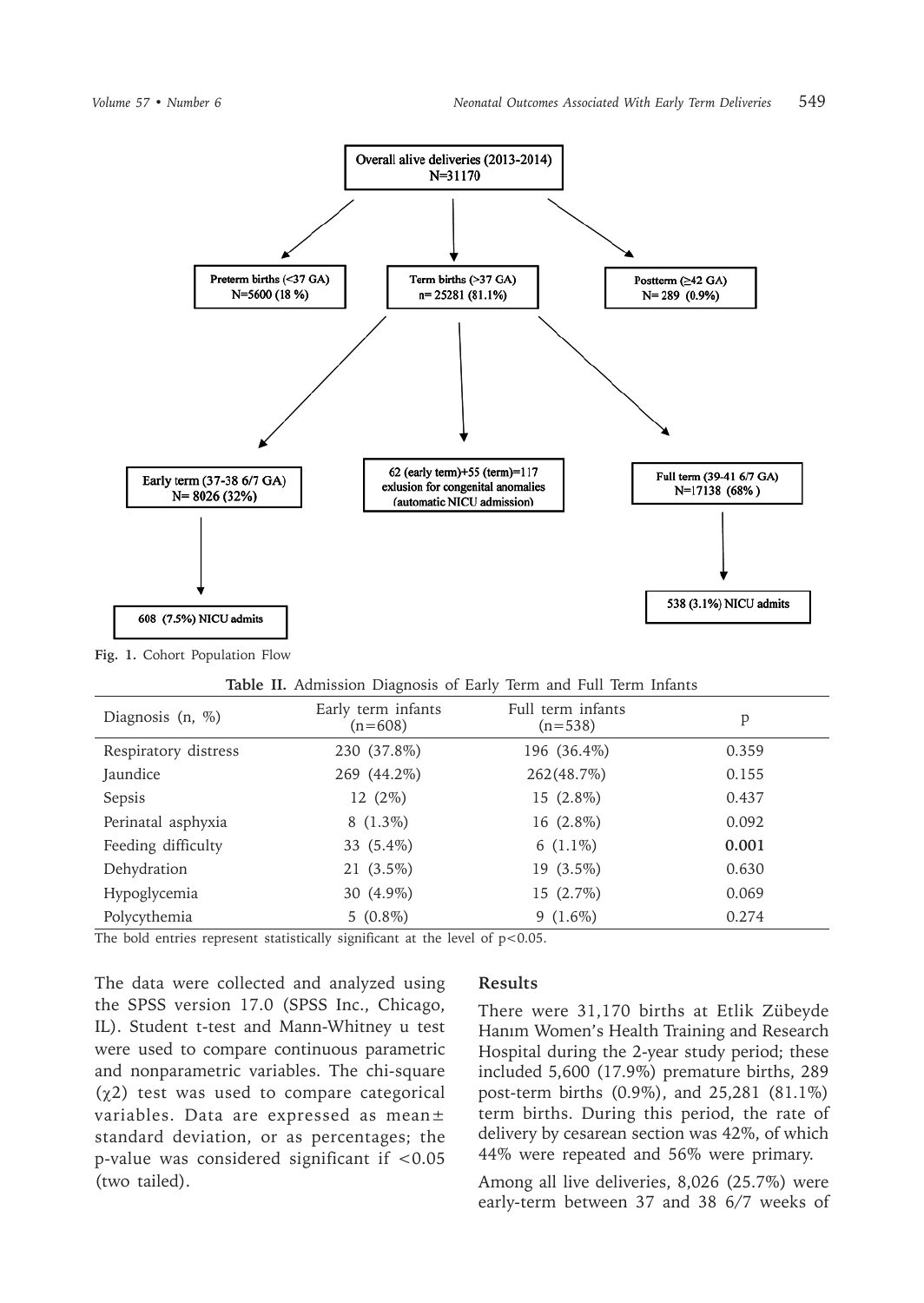Fig. 1. Cohort Population Flow

**Table II.** Admission Diagnosis of Early Term and Full Term Infants

| Diagnosis (n, %) | Early term infants (n=608) | Full term infants (n=538) | p |
|---|---|---|---|
| Respiratory distress | 230 (37.8%) | 196 (36.4%) | 0.359 |
| Jaundice | 269 (44.2%) | 262(48.7%) | 0.155 |
| Sepsis | 12 (2%) | 15 (2.8%) | 0.437 |
| Perinatal asphyxia | 8 (1.3%) | 16 (2.8%) | 0.092 |
| Feeding difficulty | 33 (5.4%) | 6 (1.1%) | **0.001** |
| Dehydration | 21 (3.5%) | 19 (3.5%) | 0.630 |
| Hypoglycemia | 30 (4.9%) | 15 (2.7%) | 0.069 |
| Polycythemia | 5 (0.8%) | 9 (1.6%) | 0.274 |

The bold entries represent statistically significant at the level of $p<0.05$.

The data were collected and analyzed using the SPSS version 17.0 (SPSS Inc., Chicago, IL). Student t-test and Mann-Whitney u test were used to compare continuous parametric and nonparametric variables. The chi-square ($\chi 2$) test was used to compare categorical variables. Data are expressed as mean± standard deviation, or as percentages; the p-value was considered significant if <0.05 (two tailed).

## Results

There were 31,170 births at Etlik Zübeyde Hanım Women's Health Training and Research Hospital during the 2-year study period; these included 5,600 (17.9%) premature births, 289 post-term births (0.9%), and 25,281 (81.1%) term births. During this period, the rate of delivery by cesarean section was 42%, of which 44% were repeated and 56% were primary.

Among all live deliveries, 8,026 (25.7%) were early-term between 37 and 38 6/7 weeks of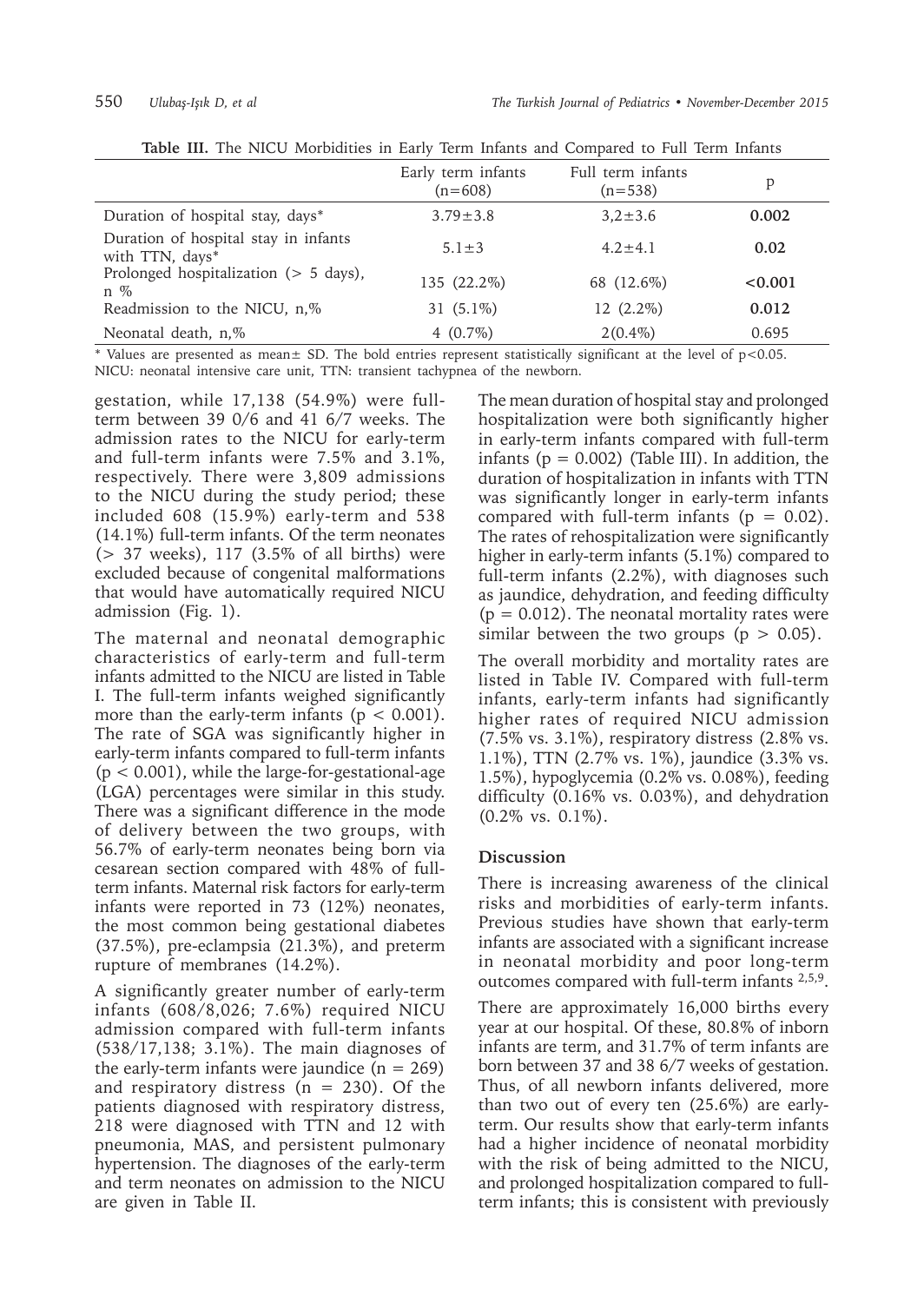**Table III.** The NICU Morbidities in Early Term Infants and Compared to Full Term Infants

| | Early term infants (n=608) | Full term infants (n=538) | p |
|---|---|---|---|
| Duration of hospital stay, days* | 3.79±3.8 | 3,2±3.6 | **0.002** |
| Duration of hospital stay in infants with TTN, days* | 5.1±3 | 4.2±4.1 | **0.02** |
| Prolonged hospitalization (> 5 days), n % | 135 (22.2%) | 68 (12.6%) | **<0.001** |
| Readmission to the NICU, n,% | 31 (5.1%) | 12 (2.2%) | **0.012** |
| Neonatal death, n,% | 4 (0.7%) | 2(0.4%) | 0.695 |

* Values are presented as mean± SD. The bold entries represent statistically significant at the level of $p<0.05$. NICU: neonatal intensive care unit, TTN: transient tachypnea of the newborn.

gestation, while 17,138 (54.9%) were full-term between 39 0/6 and 41 6/7 weeks. The admission rates to the NICU for early-term and full-term infants were 7.5% and 3.1%, respectively. There were 3,809 admissions to the NICU during the study period; these included 608 (15.9%) early-term and 538 (14.1%) full-term infants. Of the term neonates (> 37 weeks), 117 (3.5% of all births) were excluded because of congenital malformations that would have automatically required NICU admission (Fig. 1).

The maternal and neonatal demographic characteristics of early-term and full-term infants admitted to the NICU are listed in Table I. The full-term infants weighed significantly more than the early-term infants ($p < 0.001$). The rate of SGA was significantly higher in early-term infants compared to full-term infants ($p < 0.001$), while the large-for-gestational-age (LGA) percentages were similar in this study. There was a significant difference in the mode of delivery between the two groups, with 56.7% of early-term neonates being born via cesarean section compared with 48% of full-term infants. Maternal risk factors for early-term infants were reported in 73 (12%) neonates, the most common being gestational diabetes (37.5%), pre-eclampsia (21.3%), and preterm rupture of membranes (14.2%).

A significantly greater number of early-term infants (608/8,026; 7.6%) required NICU admission compared with full-term infants (538/17,138; 3.1%). The main diagnoses of the early-term infants were jaundice (n = 269) and respiratory distress (n = 230). Of the patients diagnosed with respiratory distress, 218 were diagnosed with TTN and 12 with pneumonia, MAS, and persistent pulmonary hypertension. The diagnoses of the early-term and term neonates on admission to the NICU are given in Table II.

The mean duration of hospital stay and prolonged hospitalization were both significantly higher in early-term infants compared with full-term infants ($p = 0.002$) (Table III). In addition, the duration of hospitalization in infants with TTN was significantly longer in early-term infants compared with full-term infants ($p = 0.02$). The rates of rehospitalization were significantly higher in early-term infants (5.1%) compared to full-term infants (2.2%), with diagnoses such as jaundice, dehydration, and feeding difficulty ($p = 0.012$). The neonatal mortality rates were similar between the two groups ($p > 0.05$).

The overall morbidity and mortality rates are listed in Table IV. Compared with full-term infants, early-term infants had significantly higher rates of required NICU admission (7.5% vs. 3.1%), respiratory distress (2.8% vs. 1.1%), TTN (2.7% vs. 1%), jaundice (3.3% vs. 1.5%), hypoglycemia (0.2% vs. 0.08%), feeding difficulty (0.16% vs. 0.03%), and dehydration (0.2% vs. 0.1%).

## Discussion

There is increasing awareness of the clinical risks and morbidities of early-term infants. Previous studies have shown that early-term infants are associated with a significant increase in neonatal morbidity and poor long-term outcomes compared with full-term infants [2,5,9].

There are approximately 16,000 births every year at our hospital. Of these, 80.8% of inborn infants are term, and 31.7% of term infants are born between 37 and 38 6/7 weeks of gestation. Thus, of all newborn infants delivered, more than two out of every ten (25.6%) are early-term. Our results show that early-term infants had a higher incidence of neonatal morbidity with the risk of being admitted to the NICU, and prolonged hospitalization compared to full-term infants; this is consistent with previously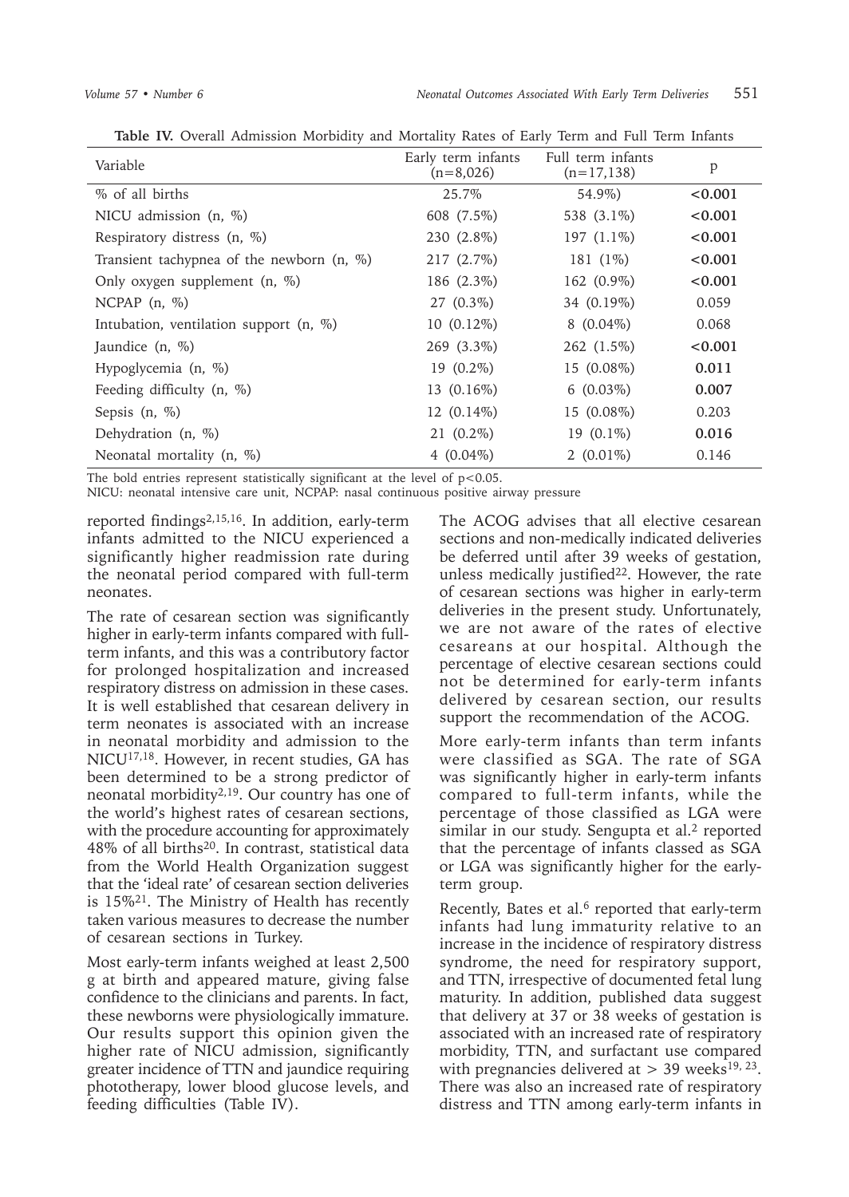**Table IV.** Overall Admission Morbidity and Mortality Rates of Early Term and Full Term Infants

| Variable | Early term infants (n=8,026) | Full term infants (n=17,138) | p |
|---|---|---|---|
| % of all births | 25.7% | 54.9%) | **<0.001** |
| NICU admission (n, %) | 608 (7.5%) | 538 (3.1%) | **<0.001** |
| Respiratory distress (n, %) | 230 (2.8%) | 197 (1.1%) | **<0.001** |
| Transient tachypnea of the newborn (n, %) | 217 (2.7%) | 181 (1%) | **<0.001** |
| Only oxygen supplement (n, %) | 186 (2.3%) | 162 (0.9%) | **<0.001** |
| NCPAP (n, %) | 27 (0.3%) | 34 (0.19%) | 0.059 |
| Intubation, ventilation support (n, %) | 10 (0.12%) | 8 (0.04%) | 0.068 |
| Jaundice (n, %) | 269 (3.3%) | 262 (1.5%) | **<0.001** |
| Hypoglycemia (n, %) | 19 (0.2%) | 15 (0.08%) | **0.011** |
| Feeding difficulty (n, %) | 13 (0.16%) | 6 (0.03%) | **0.007** |
| Sepsis (n, %) | 12 (0.14%) | 15 (0.08%) | 0.203 |
| Dehydration (n, %) | 21 (0.2%) | 19 (0.1%) | **0.016** |
| Neonatal mortality (n, %) | 4 (0.04%) | 2 (0.01%) | 0.146 |

The bold entries represent statistically significant at the level of $p<0.05$.
NICU: neonatal intensive care unit, NCPAP: nasal continuous positive airway pressure

reported findings[2,15,16]. In addition, early-term infants admitted to the NICU experienced a significantly higher readmission rate during the neonatal period compared with full-term neonates.

The rate of cesarean section was significantly higher in early-term infants compared with full-term infants, and this was a contributory factor for prolonged hospitalization and increased respiratory distress on admission in these cases. It is well established that cesarean delivery in term neonates is associated with an increase in neonatal morbidity and admission to the NICU[17,18]. However, in recent studies, GA has been determined to be a strong predictor of neonatal morbidity[2,19]. Our country has one of the world's highest rates of cesarean sections, with the procedure accounting for approximately 48% of all births[20]. In contrast, statistical data from the World Health Organization suggest that the 'ideal rate' of cesarean section deliveries is 15%[21]. The Ministry of Health has recently taken various measures to decrease the number of cesarean sections in Turkey.

Most early-term infants weighed at least 2,500 g at birth and appeared mature, giving false confidence to the clinicians and parents. In fact, these newborns were physiologically immature. Our results support this opinion given the higher rate of NICU admission, significantly greater incidence of TTN and jaundice requiring phototherapy, lower blood glucose levels, and feeding difficulties (Table IV).

The ACOG advises that all elective cesarean sections and non-medically indicated deliveries be deferred until after 39 weeks of gestation, unless medically justified[22]. However, the rate of cesarean sections was higher in early-term deliveries in the present study. Unfortunately, we are not aware of the rates of elective cesareans at our hospital. Although the percentage of elective cesarean sections could not be determined for early-term infants delivered by cesarean section, our results support the recommendation of the ACOG.

More early-term infants than term infants were classified as SGA. The rate of SGA was significantly higher in early-term infants compared to full-term infants, while the percentage of those classified as LGA were similar in our study. Sengupta et al.[2] reported that the percentage of infants classed as SGA or LGA was significantly higher for the early-term group.

Recently, Bates et al.[6] reported that early-term infants had lung immaturity relative to an increase in the incidence of respiratory distress syndrome, the need for respiratory support, and TTN, irrespective of documented fetal lung maturity. In addition, published data suggest that delivery at 37 or 38 weeks of gestation is associated with an increased rate of respiratory morbidity, TTN, and surfactant use compared with pregnancies delivered at > 39 weeks[19,23]. There was also an increased rate of respiratory distress and TTN among early-term infants in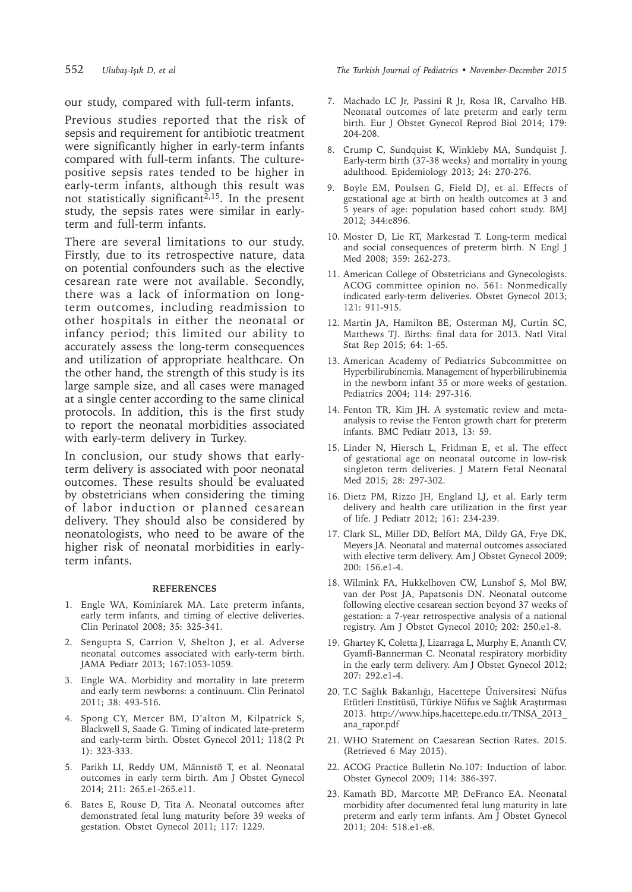our study, compared with full-term infants.

Previous studies reported that the risk of sepsis and requirement for antibiotic treatment were significantly higher in early-term infants compared with full-term infants. The culture-positive sepsis rates tended to be higher in early-term infants, although this result was not statistically significant[2,15]. In the present study, the sepsis rates were similar in early-term and full-term infants.

There are several limitations to our study. Firstly, due to its retrospective nature, data on potential confounders such as the elective cesarean rate were not available. Secondly, there was a lack of information on long-term outcomes, including readmission to other hospitals in either the neonatal or infancy period; this limited our ability to accurately assess the long-term consequences and utilization of appropriate healthcare. On the other hand, the strength of this study is its large sample size, and all cases were managed at a single center according to the same clinical protocols. In addition, this is the first study to report the neonatal morbidities associated with early-term delivery in Turkey.

In conclusion, our study shows that early-term delivery is associated with poor neonatal outcomes. These results should be evaluated by obstetricians when considering the timing of labor induction or planned cesarean delivery. They should also be considered by neonatologists, who need to be aware of the higher risk of neonatal morbidities in early-term infants.

## REFERENCES

1. Engle WA, Kominiarek MA. Late preterm infants, early term infants, and timing of elective deliveries. Clin Perinatol 2008; 35: 325-341.
2. Sengupta S, Carrion V, Shelton J, et al. Adverse neonatal outcomes associated with early-term birth. JAMA Pediatr 2013; 167:1053-1059.
3. Engle WA. Morbidity and mortality in late preterm and early term newborns: a continuum. Clin Perinatol 2011; 38: 493-516.
4. Spong CY, Mercer BM, D'alton M, Kilpatrick S, Blackwell S, Saade G. Timing of indicated late-preterm and early-term birth. Obstet Gynecol 2011; 118(2 Pt 1): 323-333.
5. Parikh LI, Reddy UM, Männistö T, et al. Neonatal outcomes in early term birth. Am J Obstet Gynecol 2014; 211: 265.e1-265.e11.
6. Bates E, Rouse D, Tita A. Neonatal outcomes after demonstrated fetal lung maturity before 39 weeks of gestation. Obstet Gynecol 2011; 117: 1229.
7. Machado LC Jr, Passini R Jr, Rosa IR, Carvalho HB. Neonatal outcomes of late preterm and early term birth. Eur J Obstet Gynecol Reprod Biol 2014; 179: 204-208.
8. Crump C, Sundquist K, Winkleby MA, Sundquist J. Early-term birth (37-38 weeks) and mortality in young adulthood. Epidemiology 2013; 24: 270-276.
9. Boyle EM, Poulsen G, Field DJ, et al. Effects of gestational age at birth on health outcomes at 3 and 5 years of age: population based cohort study. BMJ 2012; 344:e896.
10. Moster D, Lie RT, Markestad T. Long-term medical and social consequences of preterm birth. N Engl J Med 2008; 359: 262-273.
11. American College of Obstetricians and Gynecologists. ACOG committee opinion no. 561: Nonmedically indicated early-term deliveries. Obstet Gynecol 2013; 121: 911-915.
12. Martin JA, Hamilton BE, Osterman MJ, Curtin SC, Matthews TJ. Births: final data for 2013. Natl Vital Stat Rep 2015; 64: 1-65.
13. American Academy of Pediatrics Subcommittee on Hyperbilirubinemia. Management of hyperbilirubinemia in the newborn infant 35 or more weeks of gestation. Pediatrics 2004; 114: 297-316.
14. Fenton TR, Kim JH. A systematic review and meta-analysis to revise the Fenton growth chart for preterm infants. BMC Pediatr 2013, 13: 59.
15. Linder N, Hiersch L, Fridman E, et al. The effect of gestational age on neonatal outcome in low-risk singleton term deliveries. J Matern Fetal Neonatal Med 2015; 28: 297-302.
16. Dietz PM, Rizzo JH, England LJ, et al. Early term delivery and health care utilization in the first year of life. J Pediatr 2012; 161: 234-239.
17. Clark SL, Miller DD, Belfort MA, Dildy GA, Frye DK, Meyers JA. Neonatal and maternal outcomes associated with elective term delivery. Am J Obstet Gynecol 2009; 200: 156.e1-4.
18. Wilmink FA, Hukkelhoven CW, Lunshof S, Mol BW, van der Post JA, Papatsonis DN. Neonatal outcome following elective cesarean section beyond 37 weeks of gestation: a 7-year retrospective analysis of a national registry. Am J Obstet Gynecol 2010; 202: 250.e1-8.
19. Ghartey K, Coletta J, Lizarraga L, Murphy E, Ananth CV, Gyamfi-Bannerman C. Neonatal respiratory morbidity in the early term delivery. Am J Obstet Gynecol 2012; 207: 292.e1-4.
20. T.C Sağlık Bakanlığı, Hacettepe Üniversitesi Nüfus Etütleri Enstitüsü, Türkiye Nüfus ve Sağlık Araştırması 2013. http://www.hips.hacettepe.edu.tr/TNSA_2013_ana_rapor.pdf
21. WHO Statement on Caesarean Section Rates. 2015. (Retrieved 6 May 2015).
22. ACOG Practice Bulletin No.107: Induction of labor. Obstet Gynecol 2009; 114: 386-397.
23. Kamath BD, Marcotte MP, DeFranco EA. Neonatal morbidity after documented fetal lung maturity in late preterm and early term infants. Am J Obstet Gynecol 2011; 204: 518.e1-e8.